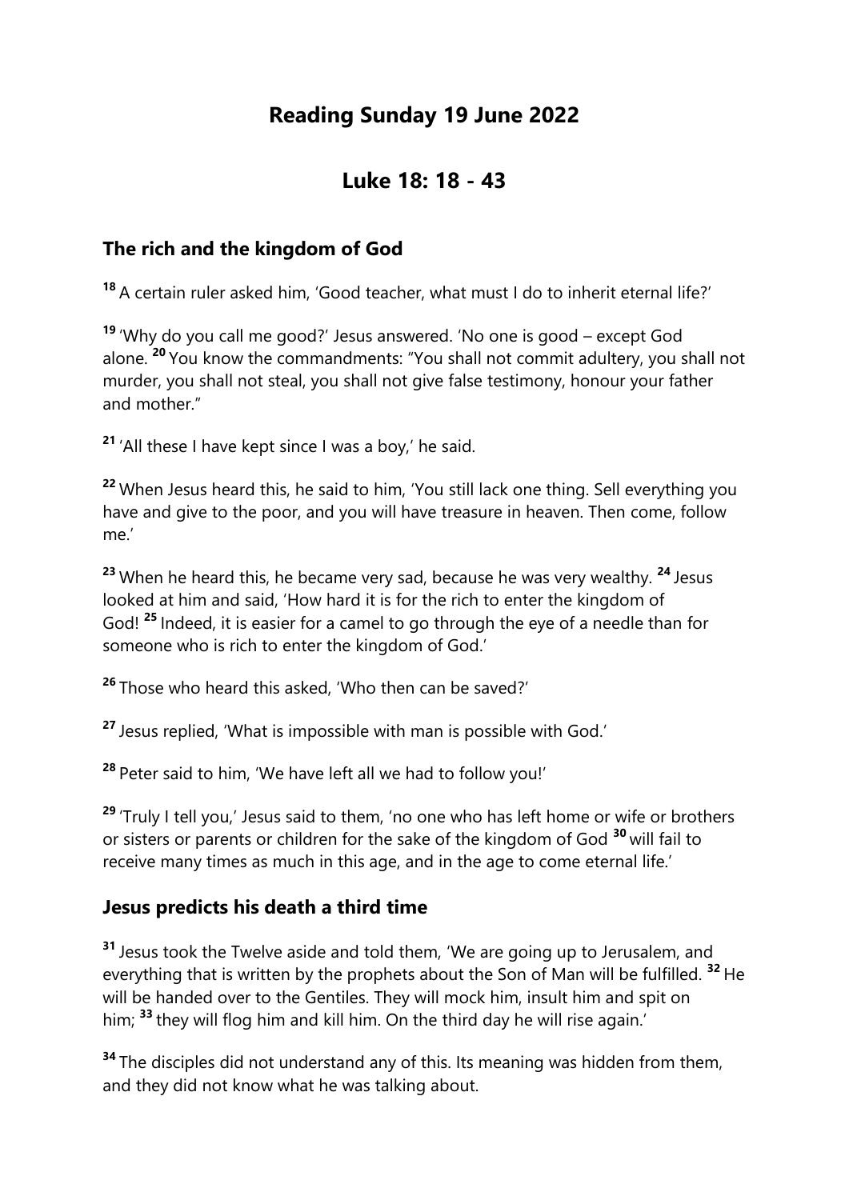# Reading Sunday 19 June 2022

# Luke 18: 18 - 43

## The rich and the kingdom of God

[18] A certain ruler asked him, 'Good teacher, what must I do to inherit eternal life?'

[19] 'Why do you call me good?' Jesus answered. 'No one is good – except God alone. [20] You know the commandments: "You shall not commit adultery, you shall not murder, you shall not steal, you shall not give false testimony, honour your father and mother."'

[21] 'All these I have kept since I was a boy,' he said.

[22] When Jesus heard this, he said to him, 'You still lack one thing. Sell everything you have and give to the poor, and you will have treasure in heaven. Then come, follow me.'

[23] When he heard this, he became very sad, because he was very wealthy. [24] Jesus looked at him and said, 'How hard it is for the rich to enter the kingdom of God! [25] Indeed, it is easier for a camel to go through the eye of a needle than for someone who is rich to enter the kingdom of God.'

[26] Those who heard this asked, 'Who then can be saved?'

[27] Jesus replied, 'What is impossible with man is possible with God.'

[28] Peter said to him, 'We have left all we had to follow you!'

[29] 'Truly I tell you,' Jesus said to them, 'no one who has left home or wife or brothers or sisters or parents or children for the sake of the kingdom of God [30] will fail to receive many times as much in this age, and in the age to come eternal life.'

## Jesus predicts his death a third time

[31] Jesus took the Twelve aside and told them, 'We are going up to Jerusalem, and everything that is written by the prophets about the Son of Man will be fulfilled. [32] He will be handed over to the Gentiles. They will mock him, insult him and spit on him; [33] they will flog him and kill him. On the third day he will rise again.'

[34] The disciples did not understand any of this. Its meaning was hidden from them, and they did not know what he was talking about.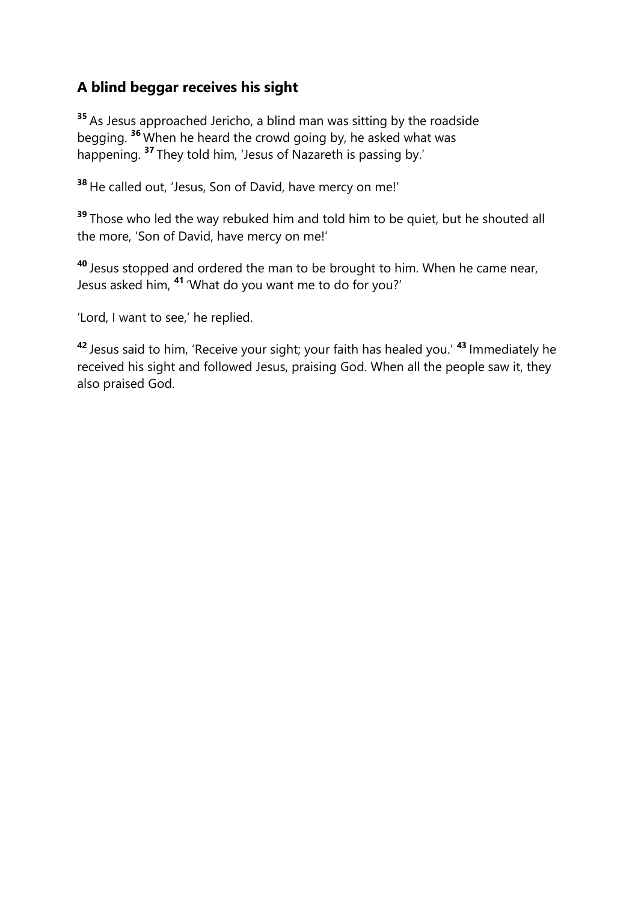## A blind beggar receives his sight

[35] As Jesus approached Jericho, a blind man was sitting by the roadside begging. [36] When he heard the crowd going by, he asked what was happening. [37] They told him, 'Jesus of Nazareth is passing by.'

[38] He called out, 'Jesus, Son of David, have mercy on me!'

[39] Those who led the way rebuked him and told him to be quiet, but he shouted all the more, 'Son of David, have mercy on me!'

[40] Jesus stopped and ordered the man to be brought to him. When he came near, Jesus asked him, [41] 'What do you want me to do for you?'

'Lord, I want to see,' he replied.

[42] Jesus said to him, 'Receive your sight; your faith has healed you.' [43] Immediately he received his sight and followed Jesus, praising God. When all the people saw it, they also praised God.